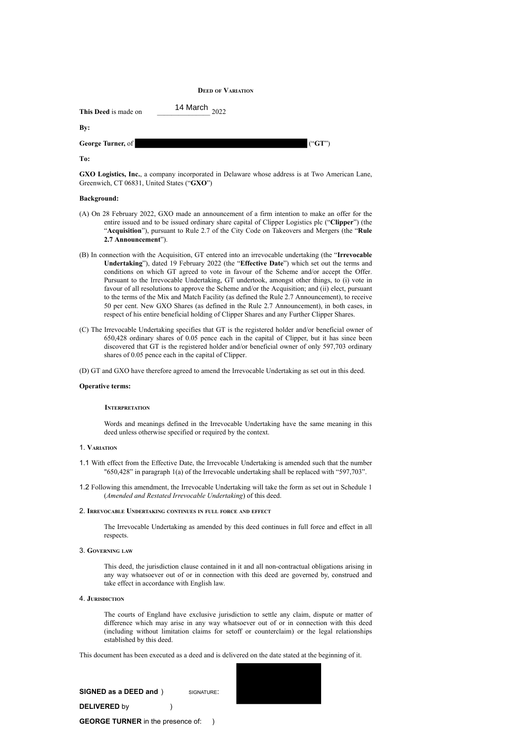# Deed of Variation

**This Deed** is made on 14 March 2022

**By:**

**George Turner,** of ████████████████████ ("**GT**")

**To:**

**GXO Logistics, Inc.**, a company incorporated in Delaware whose address is at Two American Lane, Greenwich, CT 06831, United States ("**GXO**")

**Background:**

(A) On 28 February 2022, GXO made an announcement of a firm intention to make an offer for the entire issued and to be issued ordinary share capital of Clipper Logistics plc ("**Clipper**") (the "**Acquisition**"), pursuant to Rule 2.7 of the City Code on Takeovers and Mergers (the "**Rule 2.7 Announcement**").

(B) In connection with the Acquisition, GT entered into an irrevocable undertaking (the "**Irrevocable Undertaking**"), dated 19 February 2022 (the "**Effective Date**") which set out the terms and conditions on which GT agreed to vote in favour of the Scheme and/or accept the Offer. Pursuant to the Irrevocable Undertaking, GT undertook, amongst other things, to (i) vote in favour of all resolutions to approve the Scheme and/or the Acquisition; and (ii) elect, pursuant to the terms of the Mix and Match Facility (as defined the Rule 2.7 Announcement), to receive 50 per cent. New GXO Shares (as defined in the Rule 2.7 Announcement), in both cases, in respect of his entire beneficial holding of Clipper Shares and any Further Clipper Shares.

(C) The Irrevocable Undertaking specifies that GT is the registered holder and/or beneficial owner of 650,428 ordinary shares of 0.05 pence each in the capital of Clipper, but it has since been discovered that GT is the registered holder and/or beneficial owner of only 597,703 ordinary shares of 0.05 pence each in the capital of Clipper.

(D) GT and GXO have therefore agreed to amend the Irrevocable Undertaking as set out in this deed.

**Operative terms:**

## Interpretation

Words and meanings defined in the Irrevocable Undertaking have the same meaning in this deed unless otherwise specified or required by the context.

## 1. Variation

1.1 With effect from the Effective Date, the Irrevocable Undertaking is amended such that the number "650,428" in paragraph 1(a) of the Irrevocable undertaking shall be replaced with "597,703".

1.2 Following this amendment, the Irrevocable Undertaking will take the form as set out in Schedule 1 (*Amended and Restated Irrevocable Undertaking*) of this deed.

## 2. Irrevocable Undertaking continues in full force and effect

The Irrevocable Undertaking as amended by this deed continues in full force and effect in all respects.

## 3. Governing law

This deed, the jurisdiction clause contained in it and all non-contractual obligations arising in any way whatsoever out of or in connection with this deed are governed by, construed and take effect in accordance with English law.

## 4. Jurisdiction

The courts of England have exclusive jurisdiction to settle any claim, dispute or matter of difference which may arise in any way whatsoever out of or in connection with this deed (including without limitation claims for setoff or counterclaim) or the legal relationships established by this deed.

This document has been executed as a deed and is delivered on the date stated at the beginning of it.

**SIGNED as a DEED and** )
**DELIVERED** by )
**GEORGE TURNER** in the presence of: )

SIGNATURE: ████████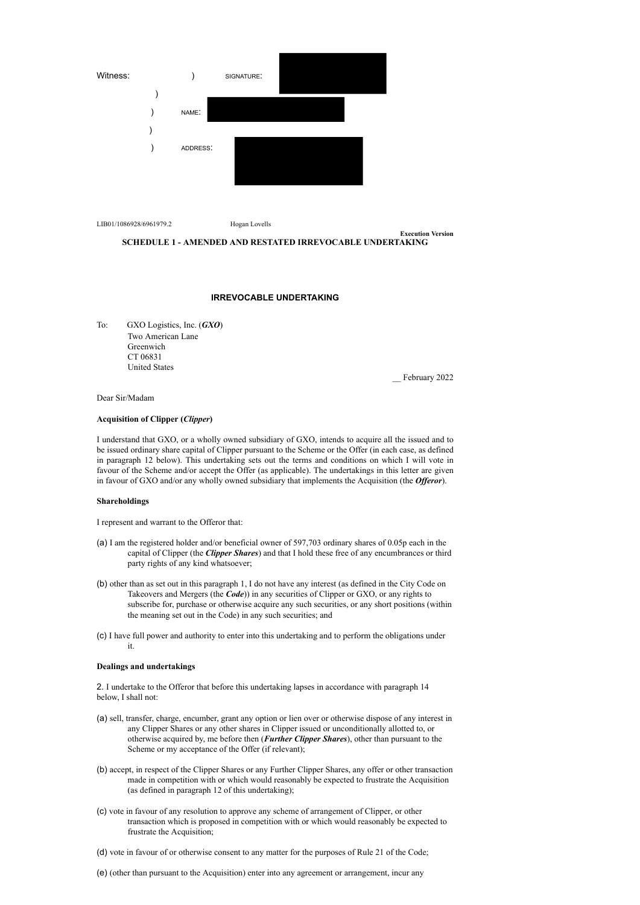Witness: ) SIGNATURE:

)

) NAME:

)

) ADDRESS:

LIB01/1086928/6961979.2 Hogan Lovells

**Execution Version**

**SCHEDULE 1 - AMENDED AND RESTATED IRREVOCABLE UNDERTAKING**

**IRREVOCABLE UNDERTAKING**

To: GXO Logistics, Inc. (***GXO***)
Two American Lane
Greenwich
CT 06831
United States

__ February 2022

Dear Sir/Madam

**Acquisition of Clipper (*Clipper*)**

I understand that GXO, or a wholly owned subsidiary of GXO, intends to acquire all the issued and to be issued ordinary share capital of Clipper pursuant to the Scheme or the Offer (in each case, as defined in paragraph 12 below). This undertaking sets out the terms and conditions on which I will vote in favour of the Scheme and/or accept the Offer (as applicable). The undertakings in this letter are given in favour of GXO and/or any wholly owned subsidiary that implements the Acquisition (the ***Offeror***).

**Shareholdings**

I represent and warrant to the Offeror that:

(a) I am the registered holder and/or beneficial owner of 597,703 ordinary shares of 0.05p each in the capital of Clipper (the ***Clipper Shares***) and that I hold these free of any encumbrances or third party rights of any kind whatsoever;

(b) other than as set out in this paragraph 1, I do not have any interest (as defined in the City Code on Takeovers and Mergers (the ***Code***)) in any securities of Clipper or GXO, or any rights to subscribe for, purchase or otherwise acquire any such securities, or any short positions (within the meaning set out in the Code) in any such securities; and

(c) I have full power and authority to enter into this undertaking and to perform the obligations under it.

**Dealings and undertakings**

2. I undertake to the Offeror that before this undertaking lapses in accordance with paragraph 14 below, I shall not:

(a) sell, transfer, charge, encumber, grant any option or lien over or otherwise dispose of any interest in any Clipper Shares or any other shares in Clipper issued or unconditionally allotted to, or otherwise acquired by, me before then (***Further Clipper Shares***), other than pursuant to the Scheme or my acceptance of the Offer (if relevant);

(b) accept, in respect of the Clipper Shares or any Further Clipper Shares, any offer or other transaction made in competition with or which would reasonably be expected to frustrate the Acquisition (as defined in paragraph 12 of this undertaking);

(c) vote in favour of any resolution to approve any scheme of arrangement of Clipper, or other transaction which is proposed in competition with or which would reasonably be expected to frustrate the Acquisition;

(d) vote in favour of or otherwise consent to any matter for the purposes of Rule 21 of the Code;

(e) (other than pursuant to the Acquisition) enter into any agreement or arrangement, incur any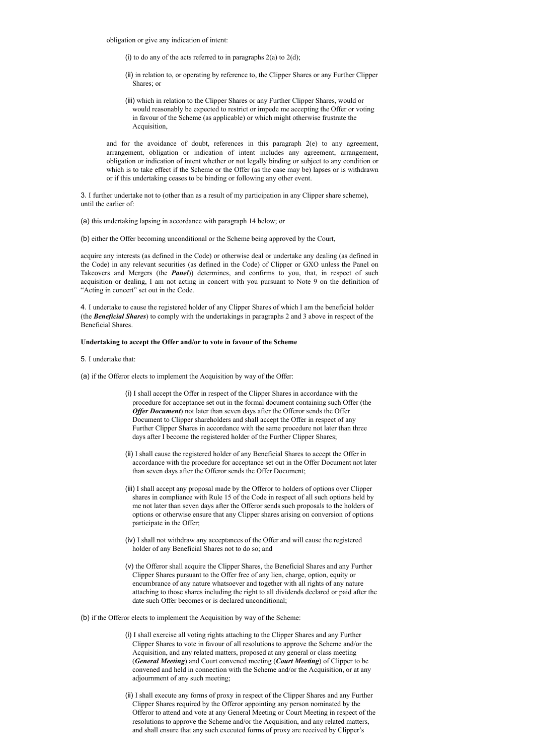obligation or give any indication of intent:

(i) to do any of the acts referred to in paragraphs 2(a) to 2(d);

(ii) in relation to, or operating by reference to, the Clipper Shares or any Further Clipper Shares; or

(iii) which in relation to the Clipper Shares or any Further Clipper Shares, would or would reasonably be expected to restrict or impede me accepting the Offer or voting in favour of the Scheme (as applicable) or which might otherwise frustrate the Acquisition,

and for the avoidance of doubt, references in this paragraph 2(e) to any agreement, arrangement, obligation or indication of intent includes any agreement, arrangement, obligation or indication of intent whether or not legally binding or subject to any condition or which is to take effect if the Scheme or the Offer (as the case may be) lapses or is withdrawn or if this undertaking ceases to be binding or following any other event.

3. I further undertake not to (other than as a result of my participation in any Clipper share scheme), until the earlier of:

(a) this undertaking lapsing in accordance with paragraph 14 below; or

(b) either the Offer becoming unconditional or the Scheme being approved by the Court,

acquire any interests (as defined in the Code) or otherwise deal or undertake any dealing (as defined in the Code) in any relevant securities (as defined in the Code) of Clipper or GXO unless the Panel on Takeovers and Mergers (the ***Panel***) determines, and confirms to you, that, in respect of such acquisition or dealing, I am not acting in concert with you pursuant to Note 9 on the definition of "Acting in concert" set out in the Code.

4. I undertake to cause the registered holder of any Clipper Shares of which I am the beneficial holder (the ***Beneficial Shares***) to comply with the undertakings in paragraphs 2 and 3 above in respect of the Beneficial Shares.

**Undertaking to accept the Offer and/or to vote in favour of the Scheme**

5. I undertake that:

(a) if the Offeror elects to implement the Acquisition by way of the Offer:

(i) I shall accept the Offer in respect of the Clipper Shares in accordance with the procedure for acceptance set out in the formal document containing such Offer (the ***Offer Document***) not later than seven days after the Offeror sends the Offer Document to Clipper shareholders and shall accept the Offer in respect of any Further Clipper Shares in accordance with the same procedure not later than three days after I become the registered holder of the Further Clipper Shares;

(ii) I shall cause the registered holder of any Beneficial Shares to accept the Offer in accordance with the procedure for acceptance set out in the Offer Document not later than seven days after the Offeror sends the Offer Document;

(iii) I shall accept any proposal made by the Offeror to holders of options over Clipper shares in compliance with Rule 15 of the Code in respect of all such options held by me not later than seven days after the Offeror sends such proposals to the holders of options or otherwise ensure that any Clipper shares arising on conversion of options participate in the Offer;

(iv) I shall not withdraw any acceptances of the Offer and will cause the registered holder of any Beneficial Shares not to do so; and

(v) the Offeror shall acquire the Clipper Shares, the Beneficial Shares and any Further Clipper Shares pursuant to the Offer free of any lien, charge, option, equity or encumbrance of any nature whatsoever and together with all rights of any nature attaching to those shares including the right to all dividends declared or paid after the date such Offer becomes or is declared unconditional;

(b) if the Offeror elects to implement the Acquisition by way of the Scheme:

(i) I shall exercise all voting rights attaching to the Clipper Shares and any Further Clipper Shares to vote in favour of all resolutions to approve the Scheme and/or the Acquisition, and any related matters, proposed at any general or class meeting (***General Meeting***) and Court convened meeting (***Court Meeting***) of Clipper to be convened and held in connection with the Scheme and/or the Acquisition, or at any adjournment of any such meeting;

(ii) I shall execute any forms of proxy in respect of the Clipper Shares and any Further Clipper Shares required by the Offeror appointing any person nominated by the Offeror to attend and vote at any General Meeting or Court Meeting in respect of the resolutions to approve the Scheme and/or the Acquisition, and any related matters, and shall ensure that any such executed forms of proxy are received by Clipper's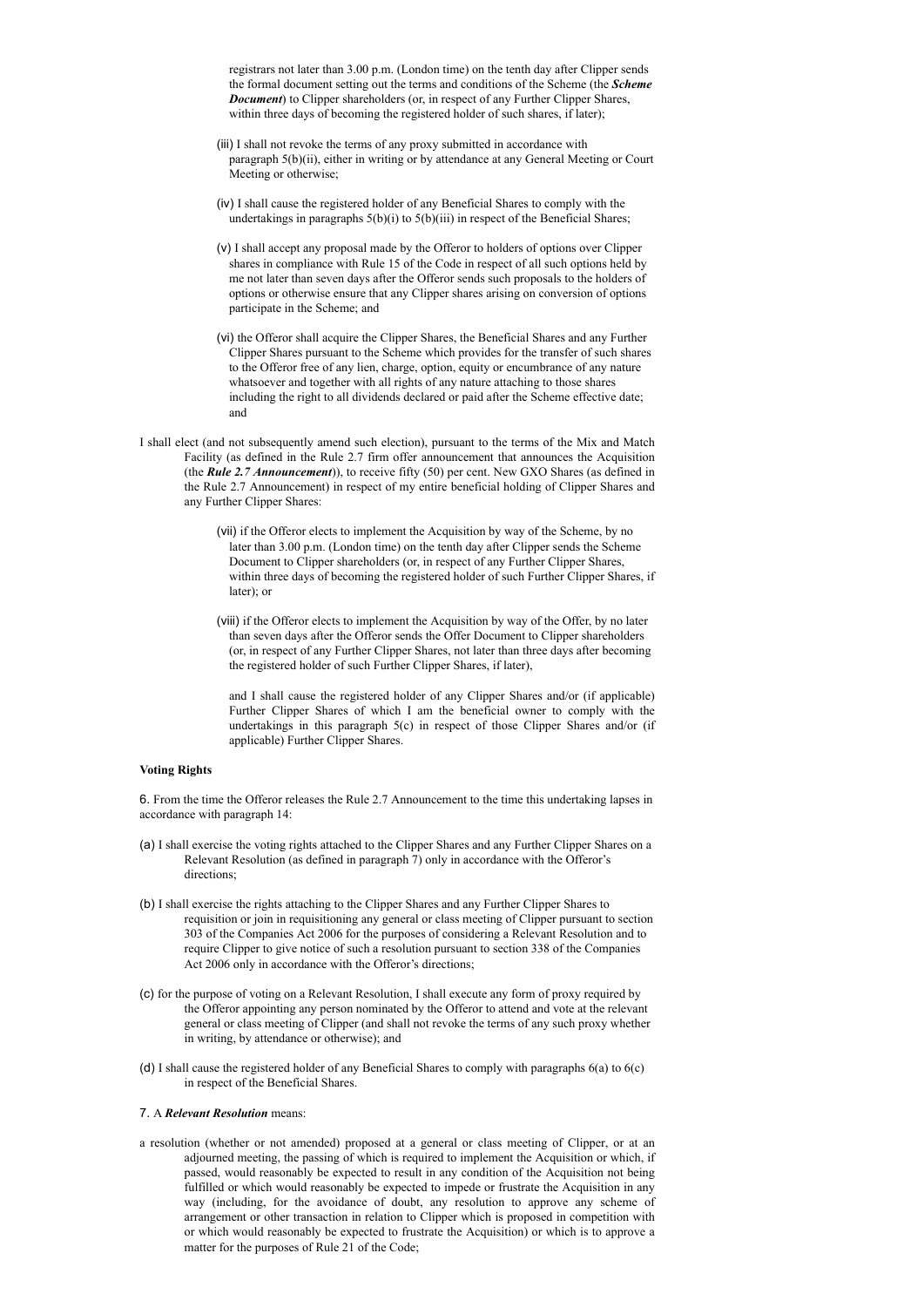registrars not later than 3.00 p.m. (London time) on the tenth day after Clipper sends the formal document setting out the terms and conditions of the Scheme (the ***Scheme Document***) to Clipper shareholders (or, in respect of any Further Clipper Shares, within three days of becoming the registered holder of such shares, if later);

(iii) I shall not revoke the terms of any proxy submitted in accordance with paragraph 5(b)(ii), either in writing or by attendance at any General Meeting or Court Meeting or otherwise;

(iv) I shall cause the registered holder of any Beneficial Shares to comply with the undertakings in paragraphs 5(b)(i) to 5(b)(iii) in respect of the Beneficial Shares;

(v) I shall accept any proposal made by the Offeror to holders of options over Clipper shares in compliance with Rule 15 of the Code in respect of all such options held by me not later than seven days after the Offeror sends such proposals to the holders of options or otherwise ensure that any Clipper shares arising on conversion of options participate in the Scheme; and

(vi) the Offeror shall acquire the Clipper Shares, the Beneficial Shares and any Further Clipper Shares pursuant to the Scheme which provides for the transfer of such shares to the Offeror free of any lien, charge, option, equity or encumbrance of any nature whatsoever and together with all rights of any nature attaching to those shares including the right to all dividends declared or paid after the Scheme effective date; and

I shall elect (and not subsequently amend such election), pursuant to the terms of the Mix and Match Facility (as defined in the Rule 2.7 firm offer announcement that announces the Acquisition (the ***Rule 2.7 Announcement***)), to receive fifty (50) per cent. New GXO Shares (as defined in the Rule 2.7 Announcement) in respect of my entire beneficial holding of Clipper Shares and any Further Clipper Shares:

(vii) if the Offeror elects to implement the Acquisition by way of the Scheme, by no later than 3.00 p.m. (London time) on the tenth day after Clipper sends the Scheme Document to Clipper shareholders (or, in respect of any Further Clipper Shares, within three days of becoming the registered holder of such Further Clipper Shares, if later); or

(viii) if the Offeror elects to implement the Acquisition by way of the Offer, by no later than seven days after the Offeror sends the Offer Document to Clipper shareholders (or, in respect of any Further Clipper Shares, not later than three days after becoming the registered holder of such Further Clipper Shares, if later),

and I shall cause the registered holder of any Clipper Shares and/or (if applicable) Further Clipper Shares of which I am the beneficial owner to comply with the undertakings in this paragraph 5(c) in respect of those Clipper Shares and/or (if applicable) Further Clipper Shares.

**Voting Rights**

6. From the time the Offeror releases the Rule 2.7 Announcement to the time this undertaking lapses in accordance with paragraph 14:

(a) I shall exercise the voting rights attached to the Clipper Shares and any Further Clipper Shares on a Relevant Resolution (as defined in paragraph 7) only in accordance with the Offeror's directions;

(b) I shall exercise the rights attaching to the Clipper Shares and any Further Clipper Shares to requisition or join in requisitioning any general or class meeting of Clipper pursuant to section 303 of the Companies Act 2006 for the purposes of considering a Relevant Resolution and to require Clipper to give notice of such a resolution pursuant to section 338 of the Companies Act 2006 only in accordance with the Offeror's directions;

(c) for the purpose of voting on a Relevant Resolution, I shall execute any form of proxy required by the Offeror appointing any person nominated by the Offeror to attend and vote at the relevant general or class meeting of Clipper (and shall not revoke the terms of any such proxy whether in writing, by attendance or otherwise); and

(d) I shall cause the registered holder of any Beneficial Shares to comply with paragraphs 6(a) to 6(c) in respect of the Beneficial Shares.

7. A ***Relevant Resolution*** means:

a resolution (whether or not amended) proposed at a general or class meeting of Clipper, or at an adjourned meeting, the passing of which is required to implement the Acquisition or which, if passed, would reasonably be expected to result in any condition of the Acquisition not being fulfilled or which would reasonably be expected to impede or frustrate the Acquisition in any way (including, for the avoidance of doubt, any resolution to approve any scheme of arrangement or other transaction in relation to Clipper which is proposed in competition with or which would reasonably be expected to frustrate the Acquisition) or which is to approve a matter for the purposes of Rule 21 of the Code;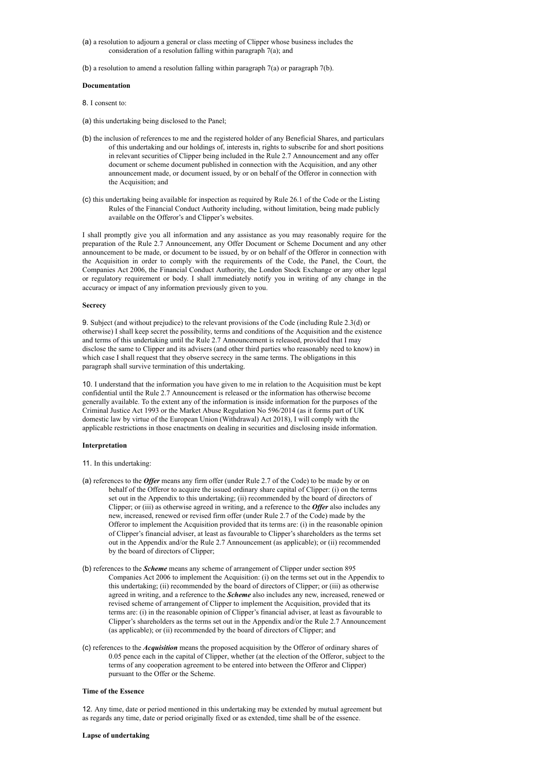(a) a resolution to adjourn a general or class meeting of Clipper whose business includes the consideration of a resolution falling within paragraph 7(a); and

(b) a resolution to amend a resolution falling within paragraph 7(a) or paragraph 7(b).

**Documentation**

8. I consent to:

(a) this undertaking being disclosed to the Panel;

(b) the inclusion of references to me and the registered holder of any Beneficial Shares, and particulars of this undertaking and our holdings of, interests in, rights to subscribe for and short positions in relevant securities of Clipper being included in the Rule 2.7 Announcement and any offer document or scheme document published in connection with the Acquisition, and any other announcement made, or document issued, by or on behalf of the Offeror in connection with the Acquisition; and

(c) this undertaking being available for inspection as required by Rule 26.1 of the Code or the Listing Rules of the Financial Conduct Authority including, without limitation, being made publicly available on the Offeror's and Clipper's websites.

I shall promptly give you all information and any assistance as you may reasonably require for the preparation of the Rule 2.7 Announcement, any Offer Document or Scheme Document and any other announcement to be made, or document to be issued, by or on behalf of the Offeror in connection with the Acquisition in order to comply with the requirements of the Code, the Panel, the Court, the Companies Act 2006, the Financial Conduct Authority, the London Stock Exchange or any other legal or regulatory requirement or body. I shall immediately notify you in writing of any change in the accuracy or impact of any information previously given to you.

**Secrecy**

9. Subject (and without prejudice) to the relevant provisions of the Code (including Rule 2.3(d) or otherwise) I shall keep secret the possibility, terms and conditions of the Acquisition and the existence and terms of this undertaking until the Rule 2.7 Announcement is released, provided that I may disclose the same to Clipper and its advisers (and other third parties who reasonably need to know) in which case I shall request that they observe secrecy in the same terms. The obligations in this paragraph shall survive termination of this undertaking.

10. I understand that the information you have given to me in relation to the Acquisition must be kept confidential until the Rule 2.7 Announcement is released or the information has otherwise become generally available. To the extent any of the information is inside information for the purposes of the Criminal Justice Act 1993 or the Market Abuse Regulation No 596/2014 (as it forms part of UK domestic law by virtue of the European Union (Withdrawal) Act 2018), I will comply with the applicable restrictions in those enactments on dealing in securities and disclosing inside information.

**Interpretation**

11. In this undertaking:

(a) references to the ***Offer*** means any firm offer (under Rule 2.7 of the Code) to be made by or on behalf of the Offeror to acquire the issued ordinary share capital of Clipper: (i) on the terms set out in the Appendix to this undertaking; (ii) recommended by the board of directors of Clipper; or (iii) as otherwise agreed in writing, and a reference to the ***Offer*** also includes any new, increased, renewed or revised firm offer (under Rule 2.7 of the Code) made by the Offeror to implement the Acquisition provided that its terms are: (i) in the reasonable opinion of Clipper's financial adviser, at least as favourable to Clipper's shareholders as the terms set out in the Appendix and/or the Rule 2.7 Announcement (as applicable); or (ii) recommended by the board of directors of Clipper;

(b) references to the ***Scheme*** means any scheme of arrangement of Clipper under section 895 Companies Act 2006 to implement the Acquisition: (i) on the terms set out in the Appendix to this undertaking; (ii) recommended by the board of directors of Clipper; or (iii) as otherwise agreed in writing, and a reference to the ***Scheme*** also includes any new, increased, renewed or revised scheme of arrangement of Clipper to implement the Acquisition, provided that its terms are: (i) in the reasonable opinion of Clipper's financial adviser, at least as favourable to Clipper's shareholders as the terms set out in the Appendix and/or the Rule 2.7 Announcement (as applicable); or (ii) recommended by the board of directors of Clipper; and

(c) references to the ***Acquisition*** means the proposed acquisition by the Offeror of ordinary shares of 0.05 pence each in the capital of Clipper, whether (at the election of the Offeror, subject to the terms of any cooperation agreement to be entered into between the Offeror and Clipper) pursuant to the Offer or the Scheme.

**Time of the Essence**

12. Any time, date or period mentioned in this undertaking may be extended by mutual agreement but as regards any time, date or period originally fixed or as extended, time shall be of the essence.

**Lapse of undertaking**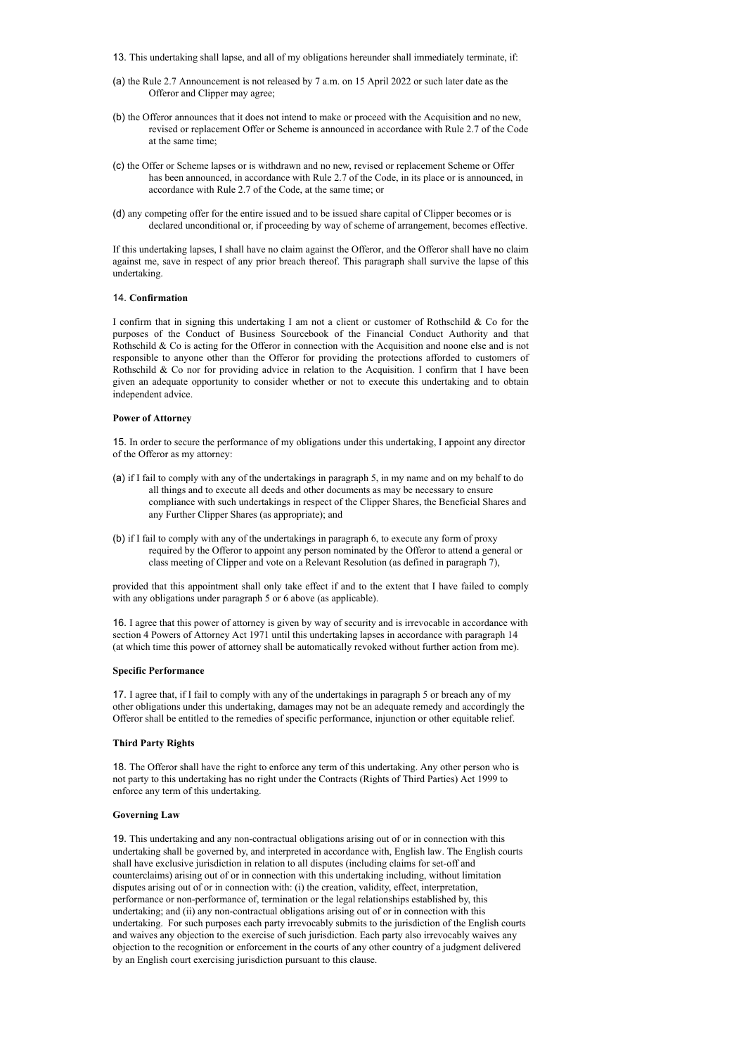13. This undertaking shall lapse, and all of my obligations hereunder shall immediately terminate, if:

(a) the Rule 2.7 Announcement is not released by 7 a.m. on 15 April 2022 or such later date as the Offeror and Clipper may agree;

(b) the Offeror announces that it does not intend to make or proceed with the Acquisition and no new, revised or replacement Offer or Scheme is announced in accordance with Rule 2.7 of the Code at the same time;

(c) the Offer or Scheme lapses or is withdrawn and no new, revised or replacement Scheme or Offer has been announced, in accordance with Rule 2.7 of the Code, in its place or is announced, in accordance with Rule 2.7 of the Code, at the same time; or

(d) any competing offer for the entire issued and to be issued share capital of Clipper becomes or is declared unconditional or, if proceeding by way of scheme of arrangement, becomes effective.

If this undertaking lapses, I shall have no claim against the Offeror, and the Offeror shall have no claim against me, save in respect of any prior breach thereof. This paragraph shall survive the lapse of this undertaking.

14. **Confirmation**

I confirm that in signing this undertaking I am not a client or customer of Rothschild & Co for the purposes of the Conduct of Business Sourcebook of the Financial Conduct Authority and that Rothschild & Co is acting for the Offeror in connection with the Acquisition and noone else and is not responsible to anyone other than the Offeror for providing the protections afforded to customers of Rothschild & Co nor for providing advice in relation to the Acquisition. I confirm that I have been given an adequate opportunity to consider whether or not to execute this undertaking and to obtain independent advice.

**Power of Attorney**

15. In order to secure the performance of my obligations under this undertaking, I appoint any director of the Offeror as my attorney:

(a) if I fail to comply with any of the undertakings in paragraph 5, in my name and on my behalf to do all things and to execute all deeds and other documents as may be necessary to ensure compliance with such undertakings in respect of the Clipper Shares, the Beneficial Shares and any Further Clipper Shares (as appropriate); and

(b) if I fail to comply with any of the undertakings in paragraph 6, to execute any form of proxy required by the Offeror to appoint any person nominated by the Offeror to attend a general or class meeting of Clipper and vote on a Relevant Resolution (as defined in paragraph 7),

provided that this appointment shall only take effect if and to the extent that I have failed to comply with any obligations under paragraph 5 or 6 above (as applicable).

16. I agree that this power of attorney is given by way of security and is irrevocable in accordance with section 4 Powers of Attorney Act 1971 until this undertaking lapses in accordance with paragraph 14 (at which time this power of attorney shall be automatically revoked without further action from me).

**Specific Performance**

17. I agree that, if I fail to comply with any of the undertakings in paragraph 5 or breach any of my other obligations under this undertaking, damages may not be an adequate remedy and accordingly the Offeror shall be entitled to the remedies of specific performance, injunction or other equitable relief.

**Third Party Rights**

18. The Offeror shall have the right to enforce any term of this undertaking. Any other person who is not party to this undertaking has no right under the Contracts (Rights of Third Parties) Act 1999 to enforce any term of this undertaking.

**Governing Law**

19. This undertaking and any non-contractual obligations arising out of or in connection with this undertaking shall be governed by, and interpreted in accordance with, English law. The English courts shall have exclusive jurisdiction in relation to all disputes (including claims for set-off and counterclaims) arising out of or in connection with this undertaking including, without limitation disputes arising out of or in connection with: (i) the creation, validity, effect, interpretation, performance or non-performance of, termination or the legal relationships established by, this undertaking; and (ii) any non-contractual obligations arising out of or in connection with this undertaking. For such purposes each party irrevocably submits to the jurisdiction of the English courts and waives any objection to the exercise of such jurisdiction. Each party also irrevocably waives any objection to the recognition or enforcement in the courts of any other country of a judgment delivered by an English court exercising jurisdiction pursuant to this clause.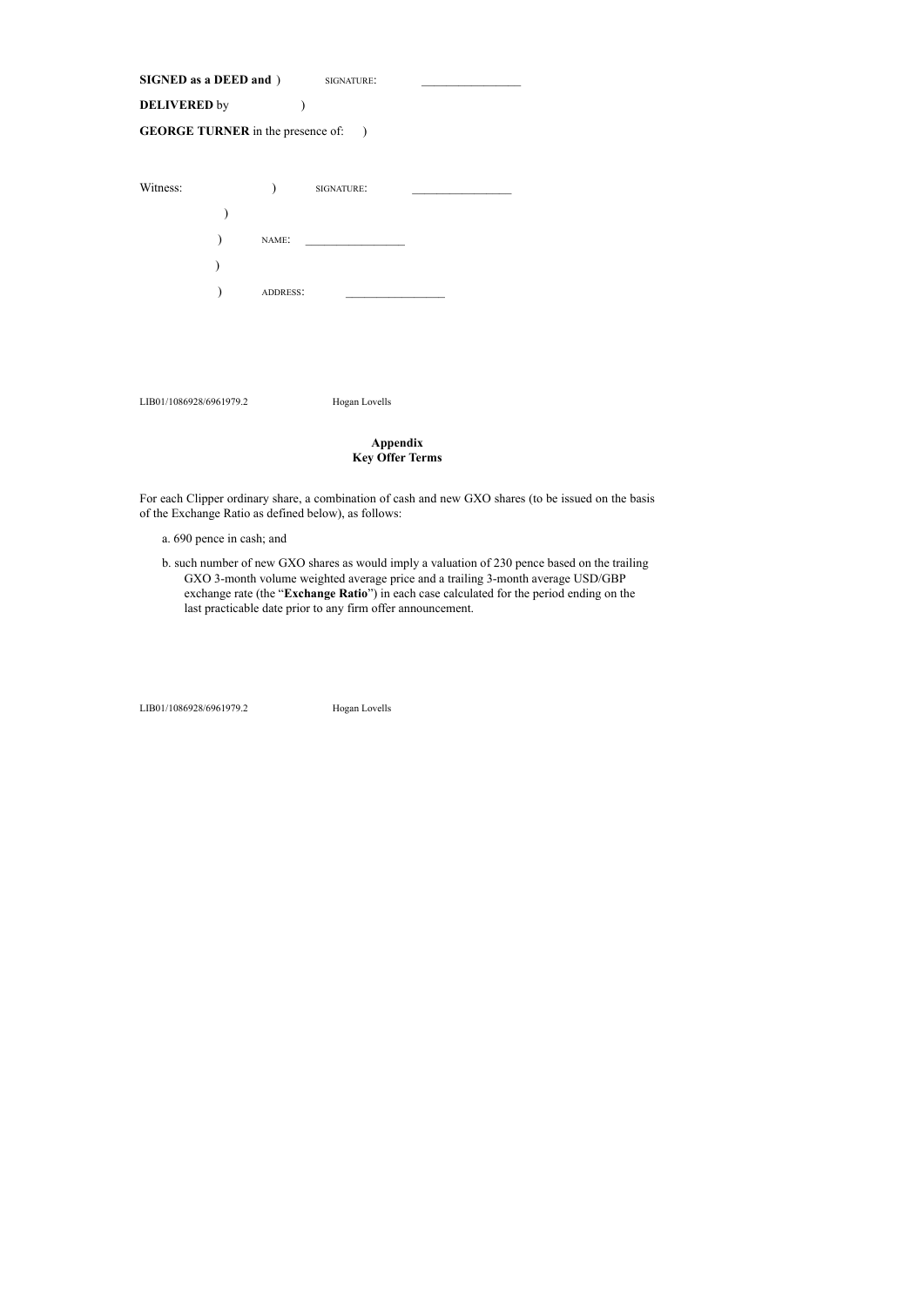**SIGNED as a DEED and** ) SIGNATURE: _________________

**DELIVERED** by )

**GEORGE TURNER** in the presence of: )

Witness: ) SIGNATURE: _________________

)

) NAME: _________________

)

) ADDRESS: _________________

LIB01/1086928/6961979.2 Hogan Lovells

**Appendix**
**Key Offer Terms**

For each Clipper ordinary share, a combination of cash and new GXO shares (to be issued on the basis of the Exchange Ratio as defined below), as follows:

a. 690 pence in cash; and

b. such number of new GXO shares as would imply a valuation of 230 pence based on the trailing GXO 3-month volume weighted average price and a trailing 3-month average USD/GBP exchange rate (the "**Exchange Ratio**") in each case calculated for the period ending on the last practicable date prior to any firm offer announcement.

LIB01/1086928/6961979.2 Hogan Lovells